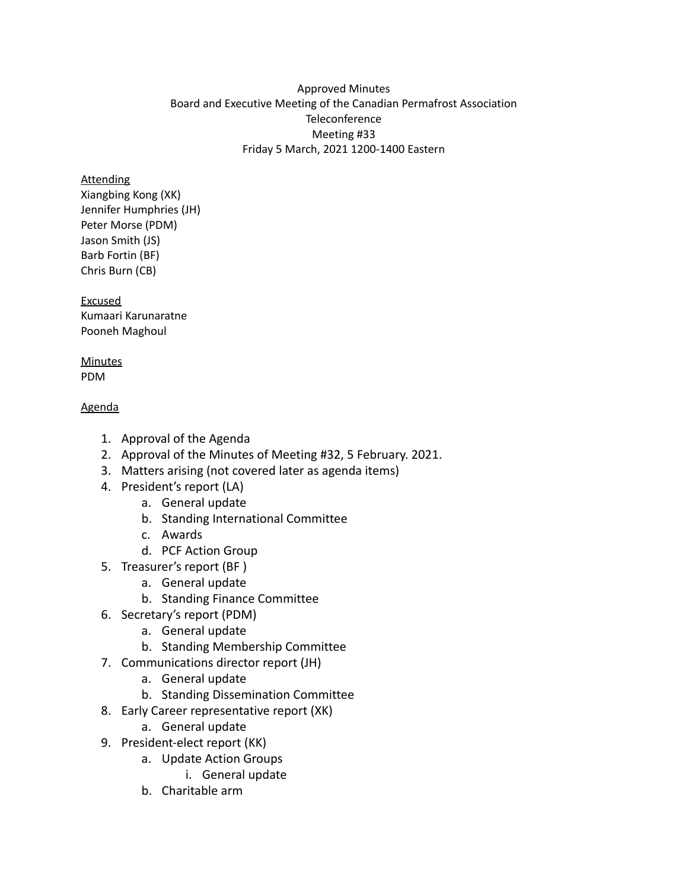Approved Minutes
Board and Executive Meeting of the Canadian Permafrost Association
Teleconference
Meeting #33
Friday 5 March, 2021 1200-1400 Eastern

Attending
Xiangbing Kong (XK)
Jennifer Humphries (JH)
Peter Morse (PDM)
Jason Smith (JS)
Barb Fortin (BF)
Chris Burn (CB)

Excused
Kumaari Karunaratne
Pooneh Maghoul

Minutes
PDM

Agenda

1. Approval of the Agenda
2. Approval of the Minutes of Meeting #32, 5 February. 2021.
3. Matters arising (not covered later as agenda items)
4. President's report (LA)
    a. General update
    b. Standing International Committee
    c. Awards
    d. PCF Action Group
5. Treasurer's report (BF )
    a. General update
    b. Standing Finance Committee
6. Secretary's report (PDM)
    a. General update
    b. Standing Membership Committee
7. Communications director report (JH)
    a. General update
    b. Standing Dissemination Committee
8. Early Career representative report (XK)
    a. General update
9. President-elect report (KK)
    a. Update Action Groups
        i. General update
    b. Charitable arm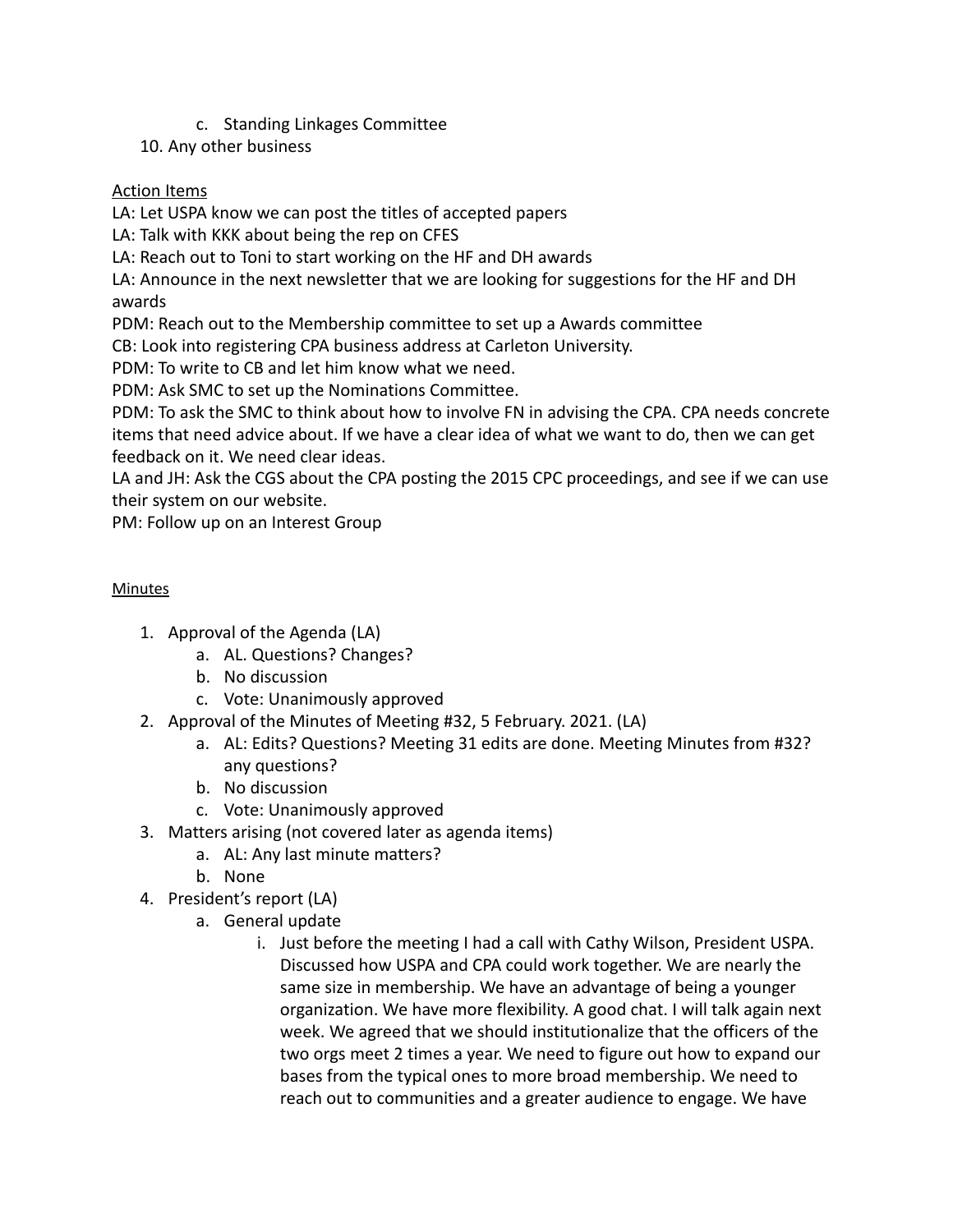c. Standing Linkages Committee

10. Any other business

<u>Action Items</u>

LA: Let USPA know we can post the titles of accepted papers
LA: Talk with KKK about being the rep on CFES
LA: Reach out to Toni to start working on the HF and DH awards
LA: Announce in the next newsletter that we are looking for suggestions for the HF and DH awards
PDM: Reach out to the Membership committee to set up a Awards committee
CB: Look into registering CPA business address at Carleton University.
PDM: To write to CB and let him know what we need.
PDM: Ask SMC to set up the Nominations Committee.
PDM: To ask the SMC to think about how to involve FN in advising the CPA. CPA needs concrete items that need advice about. If we have a clear idea of what we want to do, then we can get feedback on it. We need clear ideas.
LA and JH: Ask the CGS about the CPA posting the 2015 CPC proceedings, and see if we can use their system on our website.
PM: Follow up on an Interest Group

<u>Minutes</u>

1. Approval of the Agenda (LA)
   a. AL. Questions? Changes?
   b. No discussion
   c. Vote: Unanimously approved
2. Approval of the Minutes of Meeting #32, 5 February. 2021. (LA)
   a. AL: Edits? Questions? Meeting 31 edits are done. Meeting Minutes from #32? any questions?
   b. No discussion
   c. Vote: Unanimously approved
3. Matters arising (not covered later as agenda items)
   a. AL: Any last minute matters?
   b. None
4. President's report (LA)
   a. General update
      i. Just before the meeting I had a call with Cathy Wilson, President USPA. Discussed how USPA and CPA could work together. We are nearly the same size in membership. We have an advantage of being a younger organization. We have more flexibility. A good chat. I will talk again next week. We agreed that we should institutionalize that the officers of the two orgs meet 2 times a year. We need to figure out how to expand our bases from the typical ones to more broad membership. We need to reach out to communities and a greater audience to engage. We have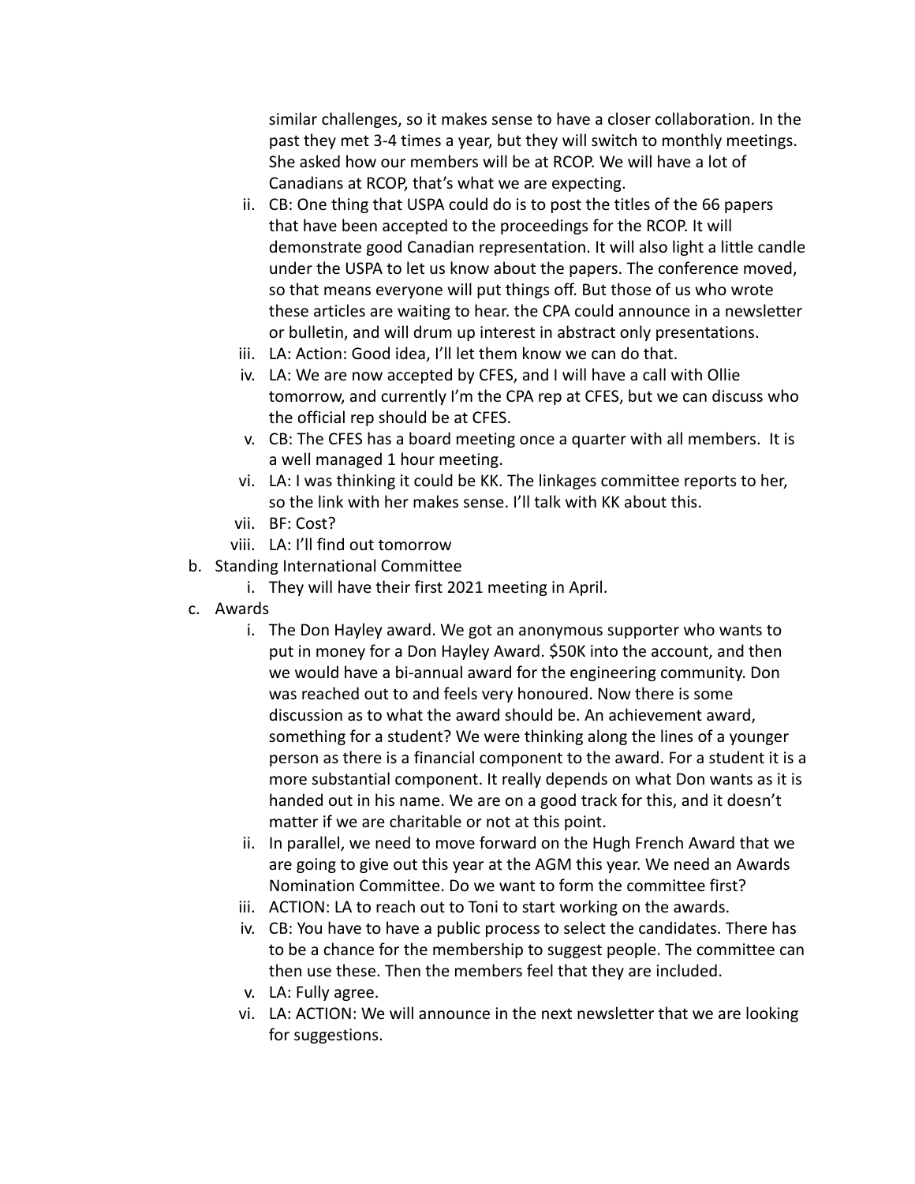similar challenges, so it makes sense to have a closer collaboration. In the past they met 3-4 times a year, but they will switch to monthly meetings. She asked how our members will be at RCOP. We will have a lot of Canadians at RCOP, that's what we are expecting.

ii. CB: One thing that USPA could do is to post the titles of the 66 papers that have been accepted to the proceedings for the RCOP. It will demonstrate good Canadian representation. It will also light a little candle under the USPA to let us know about the papers. The conference moved, so that means everyone will put things off. But those of us who wrote these articles are waiting to hear. the CPA could announce in a newsletter or bulletin, and will drum up interest in abstract only presentations.

iii. LA: Action: Good idea, I'll let them know we can do that.

iv. LA: We are now accepted by CFES, and I will have a call with Ollie tomorrow, and currently I'm the CPA rep at CFES, but we can discuss who the official rep should be at CFES.

v. CB: The CFES has a board meeting once a quarter with all members. It is a well managed 1 hour meeting.

vi. LA: I was thinking it could be KK. The linkages committee reports to her, so the link with her makes sense. I'll talk with KK about this.

vii. BF: Cost?

viii. LA: I'll find out tomorrow

b. Standing International Committee

   i. They will have their first 2021 meeting in April.

c. Awards

   i. The Don Hayley award. We got an anonymous supporter who wants to put in money for a Don Hayley Award. $50K into the account, and then we would have a bi-annual award for the engineering community. Don was reached out to and feels very honoured. Now there is some discussion as to what the award should be. An achievement award, something for a student? We were thinking along the lines of a younger person as there is a financial component to the award. For a student it is a more substantial component. It really depends on what Don wants as it is handed out in his name. We are on a good track for this, and it doesn't matter if we are charitable or not at this point.

   ii. In parallel, we need to move forward on the Hugh French Award that we are going to give out this year at the AGM this year. We need an Awards Nomination Committee. Do we want to form the committee first?

   iii. ACTION: LA to reach out to Toni to start working on the awards.

   iv. CB: You have to have a public process to select the candidates. There has to be a chance for the membership to suggest people. The committee can then use these. Then the members feel that they are included.

   v. LA: Fully agree.

   vi. LA: ACTION: We will announce in the next newsletter that we are looking for suggestions.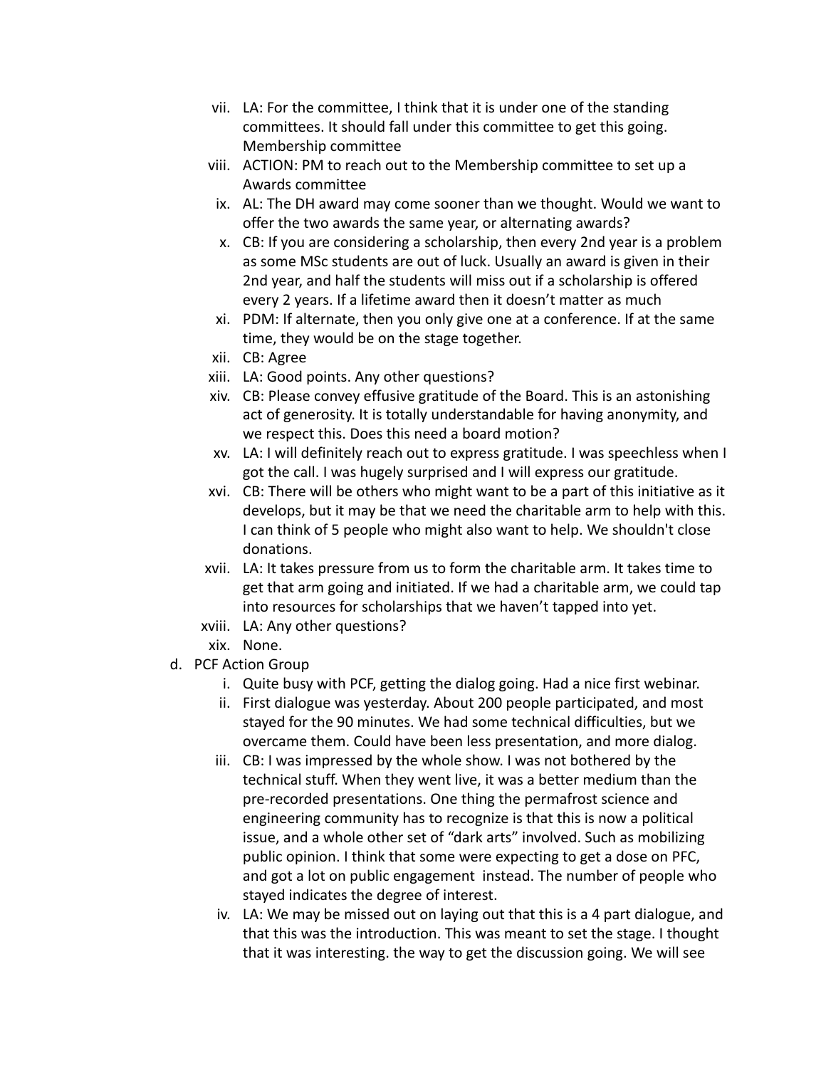vii. LA: For the committee, I think that it is under one of the standing committees. It should fall under this committee to get this going. Membership committee

viii. ACTION: PM to reach out to the Membership committee to set up a Awards committee

ix. AL: The DH award may come sooner than we thought. Would we want to offer the two awards the same year, or alternating awards?

x. CB: If you are considering a scholarship, then every 2nd year is a problem as some MSc students are out of luck. Usually an award is given in their 2nd year, and half the students will miss out if a scholarship is offered every 2 years. If a lifetime award then it doesn't matter as much

xi. PDM: If alternate, then you only give one at a conference. If at the same time, they would be on the stage together.

xii. CB: Agree

xiii. LA: Good points. Any other questions?

xiv. CB: Please convey effusive gratitude of the Board. This is an astonishing act of generosity. It is totally understandable for having anonymity, and we respect this. Does this need a board motion?

xv. LA: I will definitely reach out to express gratitude. I was speechless when I got the call. I was hugely surprised and I will express our gratitude.

xvi. CB: There will be others who might want to be a part of this initiative as it develops, but it may be that we need the charitable arm to help with this. I can think of 5 people who might also want to help. We shouldn't close donations.

xvii. LA: It takes pressure from us to form the charitable arm. It takes time to get that arm going and initiated. If we had a charitable arm, we could tap into resources for scholarships that we haven't tapped into yet.

xviii. LA: Any other questions?

xix. None.

d. PCF Action Group

i. Quite busy with PCF, getting the dialog going. Had a nice first webinar.

ii. First dialogue was yesterday. About 200 people participated, and most stayed for the 90 minutes. We had some technical difficulties, but we overcame them. Could have been less presentation, and more dialog.

iii. CB: I was impressed by the whole show. I was not bothered by the technical stuff. When they went live, it was a better medium than the pre-recorded presentations. One thing the permafrost science and engineering community has to recognize is that this is now a political issue, and a whole other set of "dark arts" involved. Such as mobilizing public opinion. I think that some were expecting to get a dose on PFC, and got a lot on public engagement instead. The number of people who stayed indicates the degree of interest.

iv. LA: We may be missed out on laying out that this is a 4 part dialogue, and that this was the introduction. This was meant to set the stage. I thought that it was interesting. the way to get the discussion going. We will see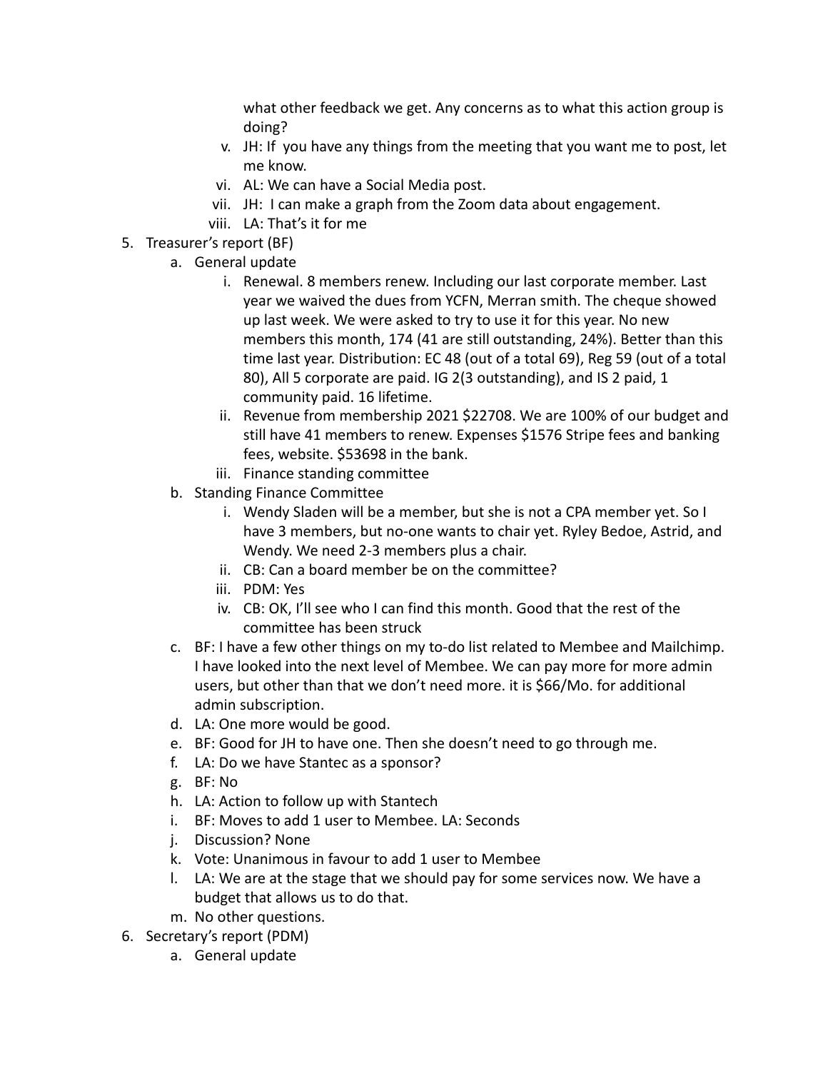what other feedback we get. Any concerns as to what this action group is doing?

   v. JH: If you have any things from the meeting that you want me to post, let me know.
   vi. AL: We can have a Social Media post.
   vii. JH: I can make a graph from the Zoom data about engagement.
   viii. LA: That's it for me

5. Treasurer's report (BF)
   a. General update
      i. Renewal. 8 members renew. Including our last corporate member. Last year we waived the dues from YCFN, Merran smith. The cheque showed up last week. We were asked to try to use it for this year. No new members this month, 174 (41 are still outstanding, 24%). Better than this time last year. Distribution: EC 48 (out of a total 69), Reg 59 (out of a total 80), All 5 corporate are paid. IG 2(3 outstanding), and IS 2 paid, 1 community paid. 16 lifetime.
      ii. Revenue from membership 2021 $22708. We are 100% of our budget and still have 41 members to renew. Expenses $1576 Stripe fees and banking fees, website. $53698 in the bank.
      iii. Finance standing committee
   b. Standing Finance Committee
      i. Wendy Sladen will be a member, but she is not a CPA member yet. So I have 3 members, but no-one wants to chair yet. Ryley Bedoe, Astrid, and Wendy. We need 2-3 members plus a chair.
      ii. CB: Can a board member be on the committee?
      iii. PDM: Yes
      iv. CB: OK, I'll see who I can find this month. Good that the rest of the committee has been struck
   c. BF: I have a few other things on my to-do list related to Membee and Mailchimp. I have looked into the next level of Membee. We can pay more for more admin users, but other than that we don't need more. it is $66/Mo. for additional admin subscription.
   d. LA: One more would be good.
   e. BF: Good for JH to have one. Then she doesn't need to go through me.
   f. LA: Do we have Stantec as a sponsor?
   g. BF: No
   h. LA: Action to follow up with Stantech
   i. BF: Moves to add 1 user to Membee. LA: Seconds
   j. Discussion? None
   k. Vote: Unanimous in favour to add 1 user to Membee
   l. LA: We are at the stage that we should pay for some services now. We have a budget that allows us to do that.
   m. No other questions.

6. Secretary's report (PDM)
   a. General update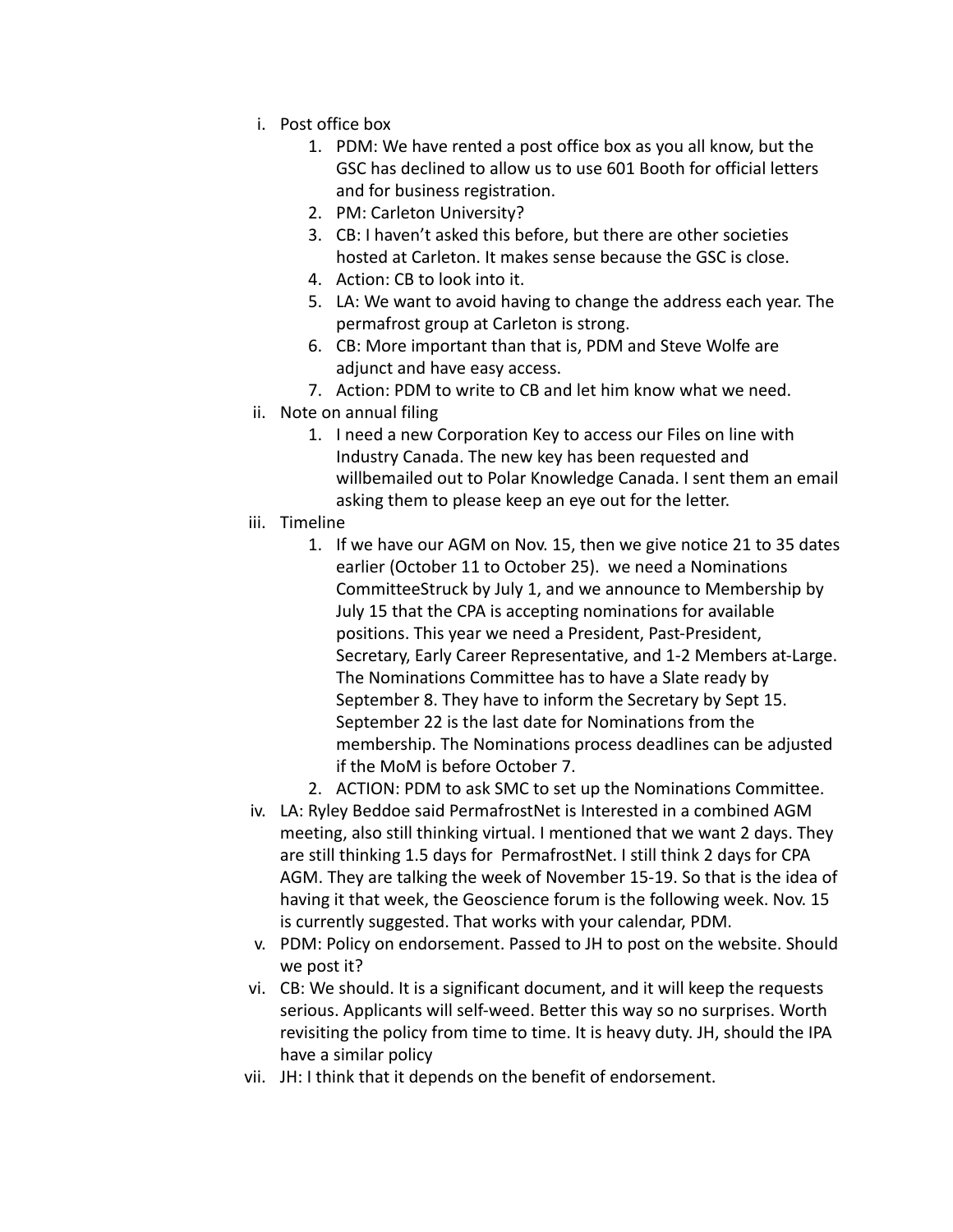i. Post office box
    1. PDM: We have rented a post office box as you all know, but the GSC has declined to allow us to use 601 Booth for official letters and for business registration.
    2. PM: Carleton University?
    3. CB: I haven't asked this before, but there are other societies hosted at Carleton. It makes sense because the GSC is close.
    4. Action: CB to look into it.
    5. LA: We want to avoid having to change the address each year. The permafrost group at Carleton is strong.
    6. CB: More important than that is, PDM and Steve Wolfe are adjunct and have easy access.
    7. Action: PDM to write to CB and let him know what we need.

ii. Note on annual filing
    1. I need a new Corporation Key to access our Files on line with Industry Canada. The new key has been requested and willbemailed out to Polar Knowledge Canada. I sent them an email asking them to please keep an eye out for the letter.

iii. Timeline
    1. If we have our AGM on Nov. 15, then we give notice 21 to 35 dates earlier (October 11 to October 25). we need a Nominations CommitteeStruck by July 1, and we announce to Membership by July 15 that the CPA is accepting nominations for available positions. This year we need a President, Past-President, Secretary, Early Career Representative, and 1-2 Members at-Large. The Nominations Committee has to have a Slate ready by September 8. They have to inform the Secretary by Sept 15. September 22 is the last date for Nominations from the membership. The Nominations process deadlines can be adjusted if the MoM is before October 7.
    2. ACTION: PDM to ask SMC to set up the Nominations Committee.

iv. LA: Ryley Beddoe said PermafrostNet is Interested in a combined AGM meeting, also still thinking virtual. I mentioned that we want 2 days. They are still thinking 1.5 days for PermafrostNet. I still think 2 days for CPA AGM. They are talking the week of November 15-19. So that is the idea of having it that week, the Geoscience forum is the following week. Nov. 15 is currently suggested. That works with your calendar, PDM.

v. PDM: Policy on endorsement. Passed to JH to post on the website. Should we post it?

vi. CB: We should. It is a significant document, and it will keep the requests serious. Applicants will self-weed. Better this way so no surprises. Worth revisiting the policy from time to time. It is heavy duty. JH, should the IPA have a similar policy

vii. JH: I think that it depends on the benefit of endorsement.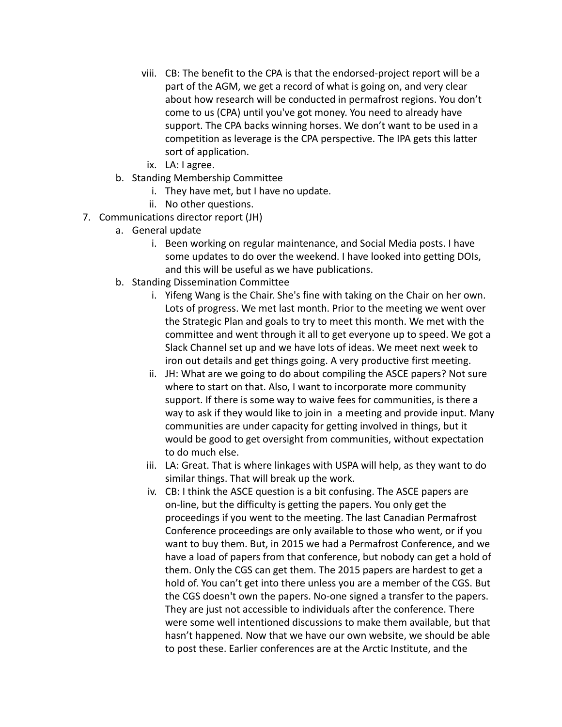viii. CB: The benefit to the CPA is that the endorsed-project report will be a part of the AGM, we get a record of what is going on, and very clear about how research will be conducted in permafrost regions. You don't come to us (CPA) until you've got money. You need to already have support. The CPA backs winning horses. We don't want to be used in a competition as leverage is the CPA perspective. The IPA gets this latter sort of application.
   ix. LA: I agree.

b. Standing Membership Committee
   i. They have met, but I have no update.
   ii. No other questions.

7. Communications director report (JH)
   a. General update
      i. Been working on regular maintenance, and Social Media posts. I have some updates to do over the weekend. I have looked into getting DOIs, and this will be useful as we have publications.
   b. Standing Dissemination Committee
      i. Yifeng Wang is the Chair. She's fine with taking on the Chair on her own. Lots of progress. We met last month. Prior to the meeting we went over the Strategic Plan and goals to try to meet this month. We met with the committee and went through it all to get everyone up to speed. We got a Slack Channel set up and we have lots of ideas. We meet next week to iron out details and get things going. A very productive first meeting.
      ii. JH: What are we going to do about compiling the ASCE papers? Not sure where to start on that. Also, I want to incorporate more community support. If there is some way to waive fees for communities, is there a way to ask if they would like to join in a meeting and provide input. Many communities are under capacity for getting involved in things, but it would be good to get oversight from communities, without expectation to do much else.
      iii. LA: Great. That is where linkages with USPA will help, as they want to do similar things. That will break up the work.
      iv. CB: I think the ASCE question is a bit confusing. The ASCE papers are on-line, but the difficulty is getting the papers. You only get the proceedings if you went to the meeting. The last Canadian Permafrost Conference proceedings are only available to those who went, or if you want to buy them. But, in 2015 we had a Permafrost Conference, and we have a load of papers from that conference, but nobody can get a hold of them. Only the CGS can get them. The 2015 papers are hardest to get a hold of. You can't get into there unless you are a member of the CGS. But the CGS doesn't own the papers. No-one signed a transfer to the papers. They are just not accessible to individuals after the conference. There were some well intentioned discussions to make them available, but that hasn't happened. Now that we have our own website, we should be able to post these. Earlier conferences are at the Arctic Institute, and the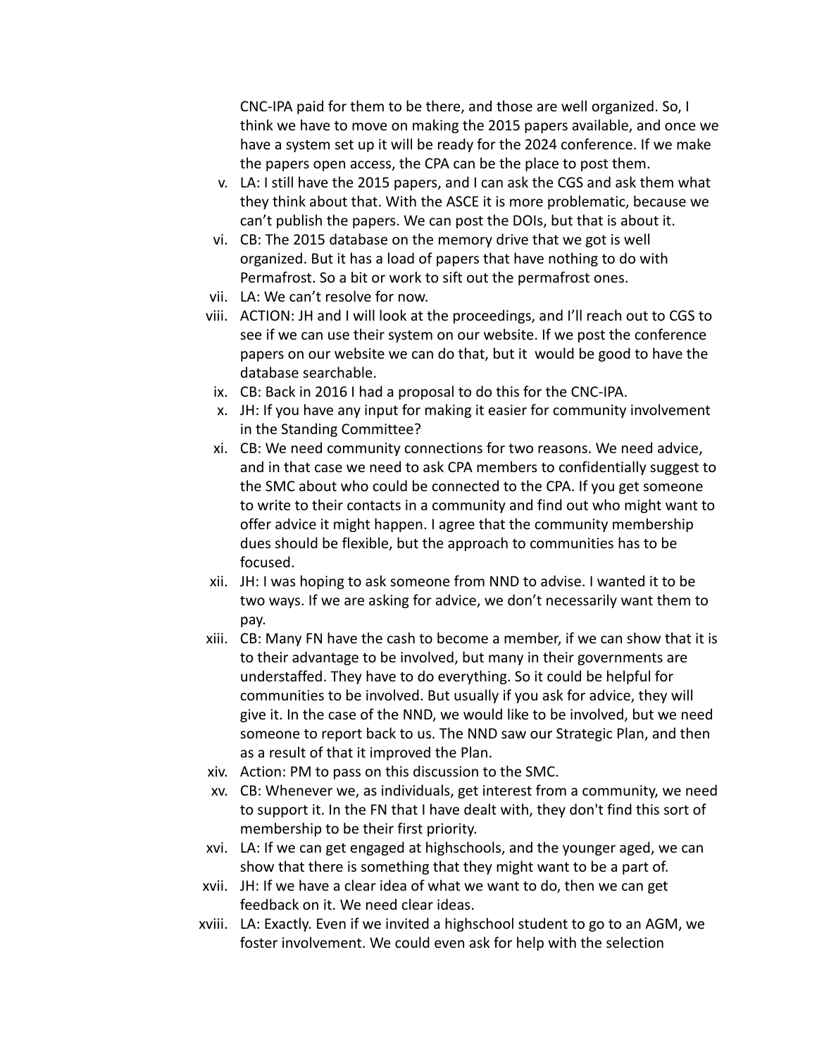CNC-IPA paid for them to be there, and those are well organized. So, I think we have to move on making the 2015 papers available, and once we have a system set up it will be ready for the 2024 conference. If we make the papers open access, the CPA can be the place to post them.

v. LA: I still have the 2015 papers, and I can ask the CGS and ask them what they think about that. With the ASCE it is more problematic, because we can't publish the papers. We can post the DOIs, but that is about it.
vi. CB: The 2015 database on the memory drive that we got is well organized. But it has a load of papers that have nothing to do with Permafrost. So a bit or work to sift out the permafrost ones.
vii. LA: We can't resolve for now.
viii. ACTION: JH and I will look at the proceedings, and I'll reach out to CGS to see if we can use their system on our website. If we post the conference papers on our website we can do that, but it would be good to have the database searchable.
ix. CB: Back in 2016 I had a proposal to do this for the CNC-IPA.
x. JH: If you have any input for making it easier for community involvement in the Standing Committee?
xi. CB: We need community connections for two reasons. We need advice, and in that case we need to ask CPA members to confidentially suggest to the SMC about who could be connected to the CPA. If you get someone to write to their contacts in a community and find out who might want to offer advice it might happen. I agree that the community membership dues should be flexible, but the approach to communities has to be focused.
xii. JH: I was hoping to ask someone from NND to advise. I wanted it to be two ways. If we are asking for advice, we don't necessarily want them to pay.
xiii. CB: Many FN have the cash to become a member, if we can show that it is to their advantage to be involved, but many in their governments are understaffed. They have to do everything. So it could be helpful for communities to be involved. But usually if you ask for advice, they will give it. In the case of the NND, we would like to be involved, but we need someone to report back to us. The NND saw our Strategic Plan, and then as a result of that it improved the Plan.
xiv. Action: PM to pass on this discussion to the SMC.
xv. CB: Whenever we, as individuals, get interest from a community, we need to support it. In the FN that I have dealt with, they don't find this sort of membership to be their first priority.
xvi. LA: If we can get engaged at highschools, and the younger aged, we can show that there is something that they might want to be a part of.
xvii. JH: If we have a clear idea of what we want to do, then we can get feedback on it. We need clear ideas.
xviii. LA: Exactly. Even if we invited a highschool student to go to an AGM, we foster involvement. We could even ask for help with the selection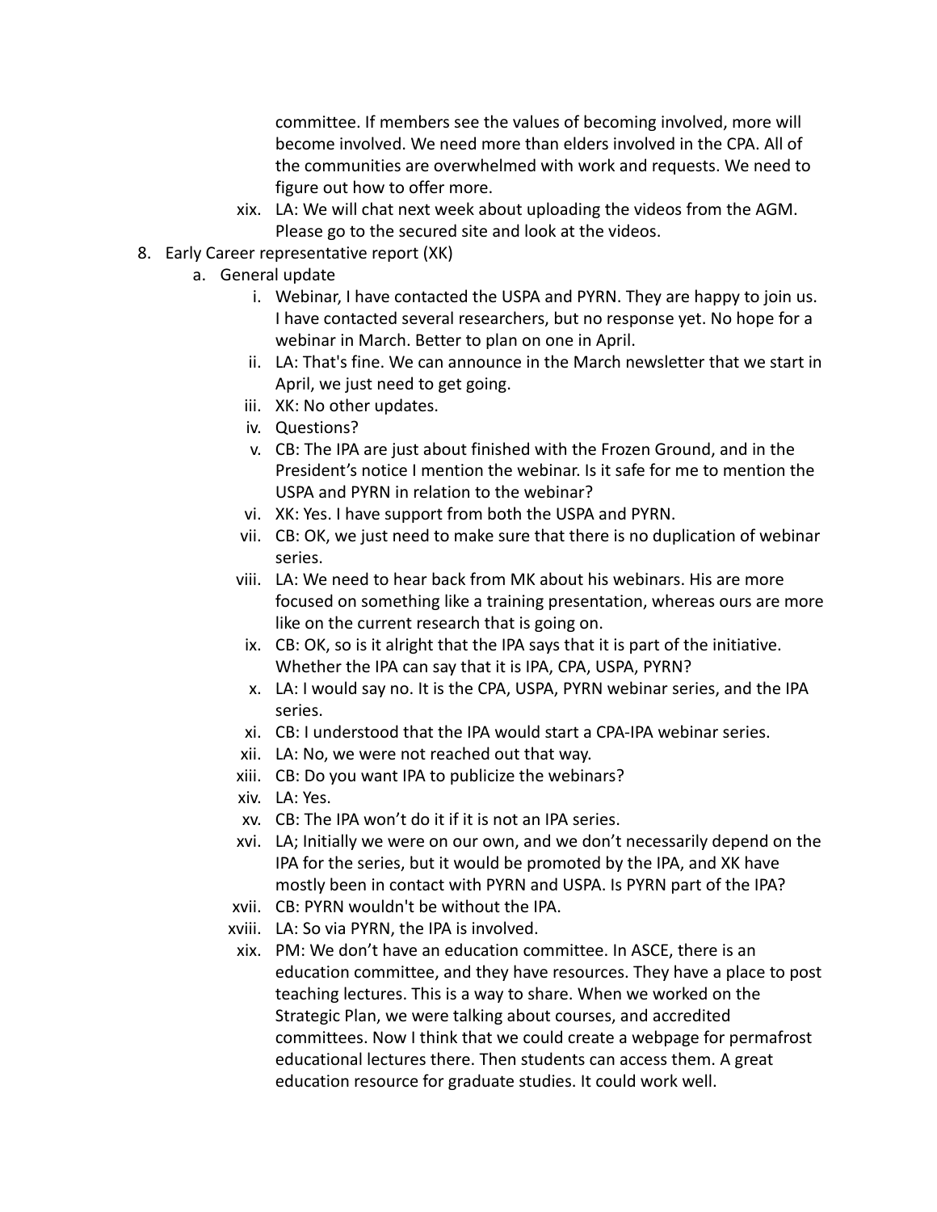committee. If members see the values of becoming involved, more will become involved. We need more than elders involved in the CPA. All of the communities are overwhelmed with work and requests. We need to figure out how to offer more.

xix. LA: We will chat next week about uploading the videos from the AGM. Please go to the secured site and look at the videos.

8. Early Career representative report (XK)
   a. General update
      i. Webinar, I have contacted the USPA and PYRN. They are happy to join us. I have contacted several researchers, but no response yet. No hope for a webinar in March. Better to plan on one in April.
      ii. LA: That's fine. We can announce in the March newsletter that we start in April, we just need to get going.
      iii. XK: No other updates.
      iv. Questions?
      v. CB: The IPA are just about finished with the Frozen Ground, and in the President's notice I mention the webinar. Is it safe for me to mention the USPA and PYRN in relation to the webinar?
      vi. XK: Yes. I have support from both the USPA and PYRN.
      vii. CB: OK, we just need to make sure that there is no duplication of webinar series.
      viii. LA: We need to hear back from MK about his webinars. His are more focused on something like a training presentation, whereas ours are more like on the current research that is going on.
      ix. CB: OK, so is it alright that the IPA says that it is part of the initiative. Whether the IPA can say that it is IPA, CPA, USPA, PYRN?
      x. LA: I would say no. It is the CPA, USPA, PYRN webinar series, and the IPA series.
      xi. CB: I understood that the IPA would start a CPA-IPA webinar series.
      xii. LA: No, we were not reached out that way.
      xiii. CB: Do you want IPA to publicize the webinars?
      xiv. LA: Yes.
      xv. CB: The IPA won't do it if it is not an IPA series.
      xvi. LA; Initially we were on our own, and we don't necessarily depend on the IPA for the series, but it would be promoted by the IPA, and XK have mostly been in contact with PYRN and USPA. Is PYRN part of the IPA?
      xvii. CB: PYRN wouldn't be without the IPA.
      xviii. LA: So via PYRN, the IPA is involved.
      xix. PM: We don't have an education committee. In ASCE, there is an education committee, and they have resources. They have a place to post teaching lectures. This is a way to share. When we worked on the Strategic Plan, we were talking about courses, and accredited committees. Now I think that we could create a webpage for permafrost educational lectures there. Then students can access them. A great education resource for graduate studies. It could work well.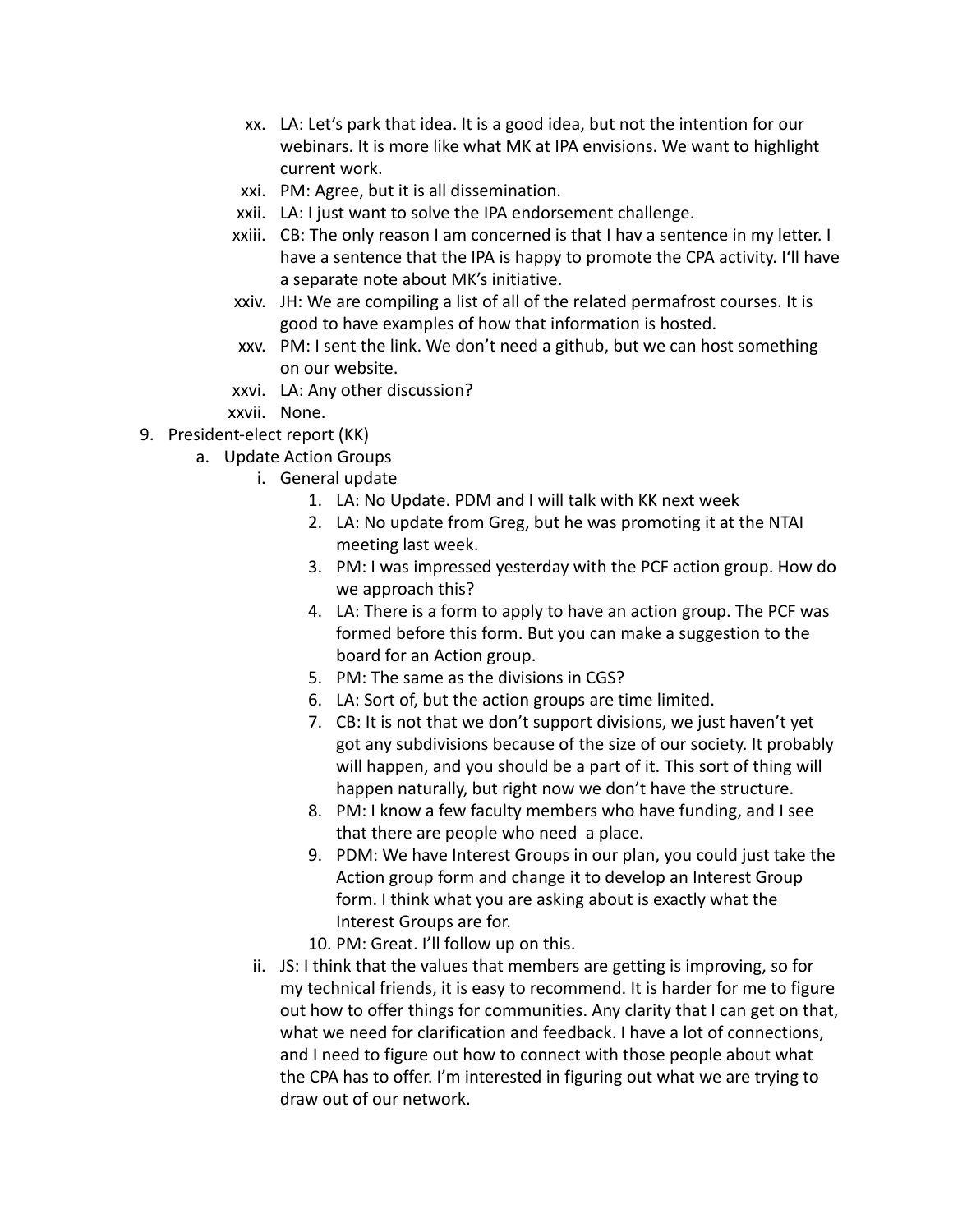- xx. LA: Let's park that idea. It is a good idea, but not the intention for our webinars. It is more like what MK at IPA envisions. We want to highlight current work.
- xxi. PM: Agree, but it is all dissemination.
- xxii. LA: I just want to solve the IPA endorsement challenge.
- xxiii. CB: The only reason I am concerned is that I hav a sentence in my letter. I have a sentence that the IPA is happy to promote the CPA activity. I'll have a separate note about MK's initiative.
- xxiv. JH: We are compiling a list of all of the related permafrost courses. It is good to have examples of how that information is hosted.
- xxv. PM: I sent the link. We don't need a github, but we can host something on our website.
- xxvi. LA: Any other discussion?
- xxvii. None.

9. President-elect report (KK)
    a. Update Action Groups
        i. General update
            1. LA: No Update. PDM and I will talk with KK next week
            2. LA: No update from Greg, but he was promoting it at the NTAI meeting last week.
            3. PM: I was impressed yesterday with the PCF action group. How do we approach this?
            4. LA: There is a form to apply to have an action group. The PCF was formed before this form. But you can make a suggestion to the board for an Action group.
            5. PM: The same as the divisions in CGS?
            6. LA: Sort of, but the action groups are time limited.
            7. CB: It is not that we don't support divisions, we just haven't yet got any subdivisions because of the size of our society. It probably will happen, and you should be a part of it. This sort of thing will happen naturally, but right now we don't have the structure.
            8. PM: I know a few faculty members who have funding, and I see that there are people who need  a place.
            9. PDM: We have Interest Groups in our plan, you could just take the Action group form and change it to develop an Interest Group form. I think what you are asking about is exactly what the Interest Groups are for.
            10. PM: Great. I'll follow up on this.
        ii. JS: I think that the values that members are getting is improving, so for my technical friends, it is easy to recommend. It is harder for me to figure out how to offer things for communities. Any clarity that I can get on that, what we need for clarification and feedback. I have a lot of connections, and I need to figure out how to connect with those people about what the CPA has to offer. I'm interested in figuring out what we are trying to draw out of our network.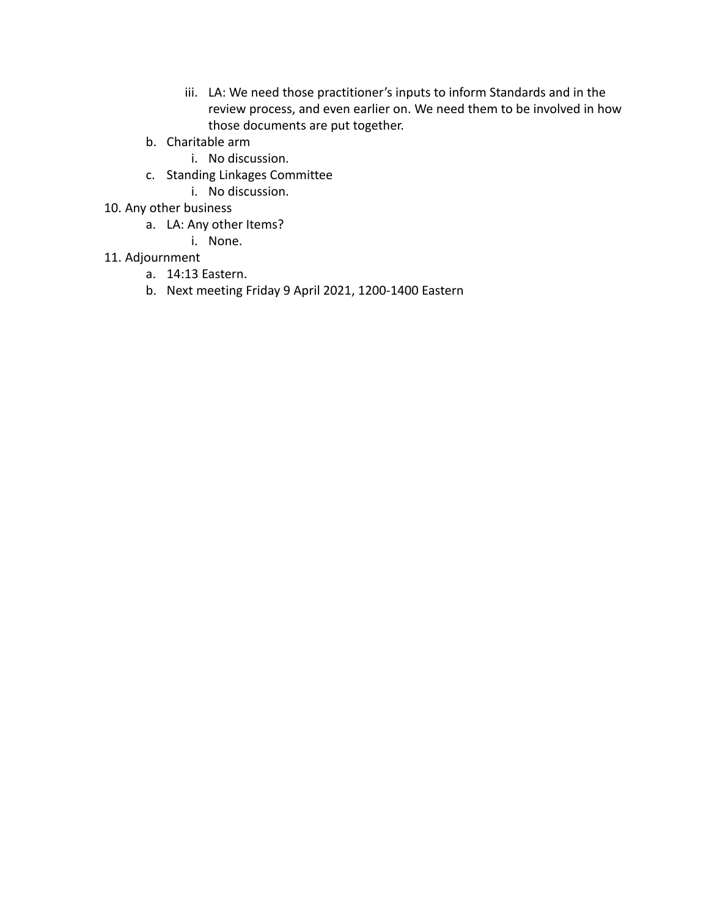iii. LA: We need those practitioner's inputs to inform Standards and in the review process, and even earlier on. We need them to be involved in how those documents are put together.

   b. Charitable arm
      i. No discussion.
   c. Standing Linkages Committee
      i. No discussion.

10. Any other business
    a. LA: Any other Items?
       i. None.
11. Adjournment
    a. 14:13 Eastern.
    b. Next meeting Friday 9 April 2021, 1200-1400 Eastern